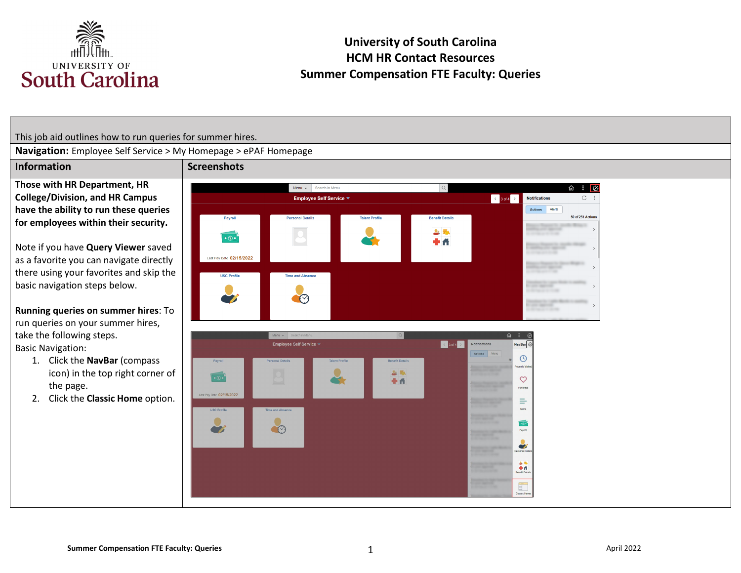# University of South Carolina
## HCM HR Contact Resources
## Summer Compensation FTE Faculty: Queries

This job aid outlines how to run queries for summer hires.

**Navigation:** Employee Self Service > My Homepage > ePAF Homepage

| Information | Screenshots |
|---|---|
| **Those with HR Department, HR College/Division, and HR Campus have the ability to run these queries for employees within their security.**<br><br>Note if you have **Query Viewer** saved as a favorite you can navigate directly there using your favorites and skip the basic navigation steps below.<br><br>**Running queries on summer hires**: To run queries on your summer hires, take the following steps.<br>Basic Navigation:<br>1. Click the **NavBar** (compass icon) in the top right corner of the page.<br>2. Click the **Classic Home** option. | |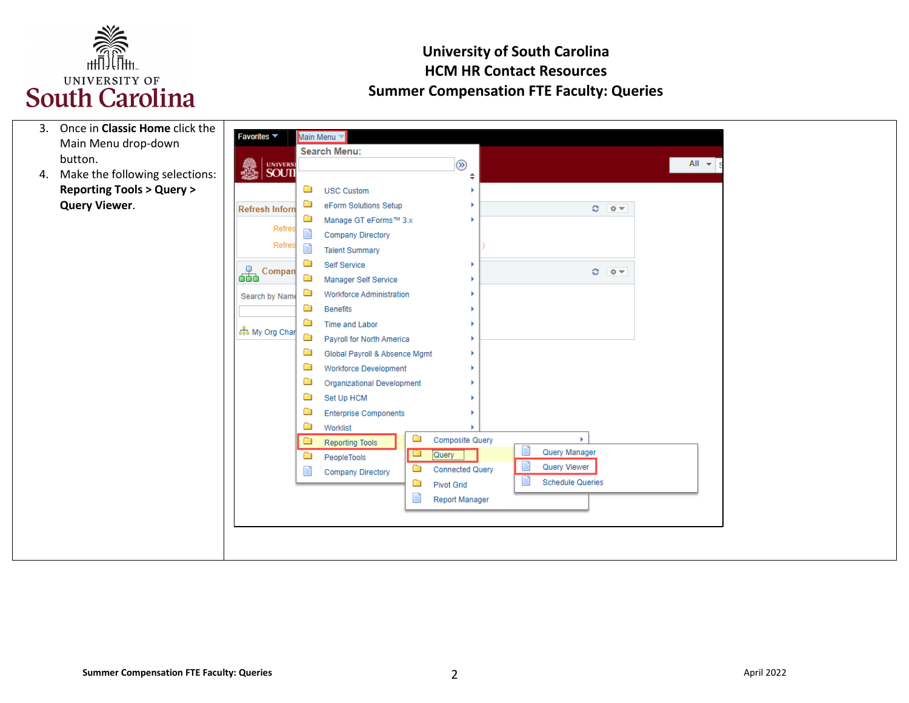3. Once in **Classic Home** click the Main Menu drop-down button.
4. Make the following selections: **Reporting Tools > Query > Query Viewer**.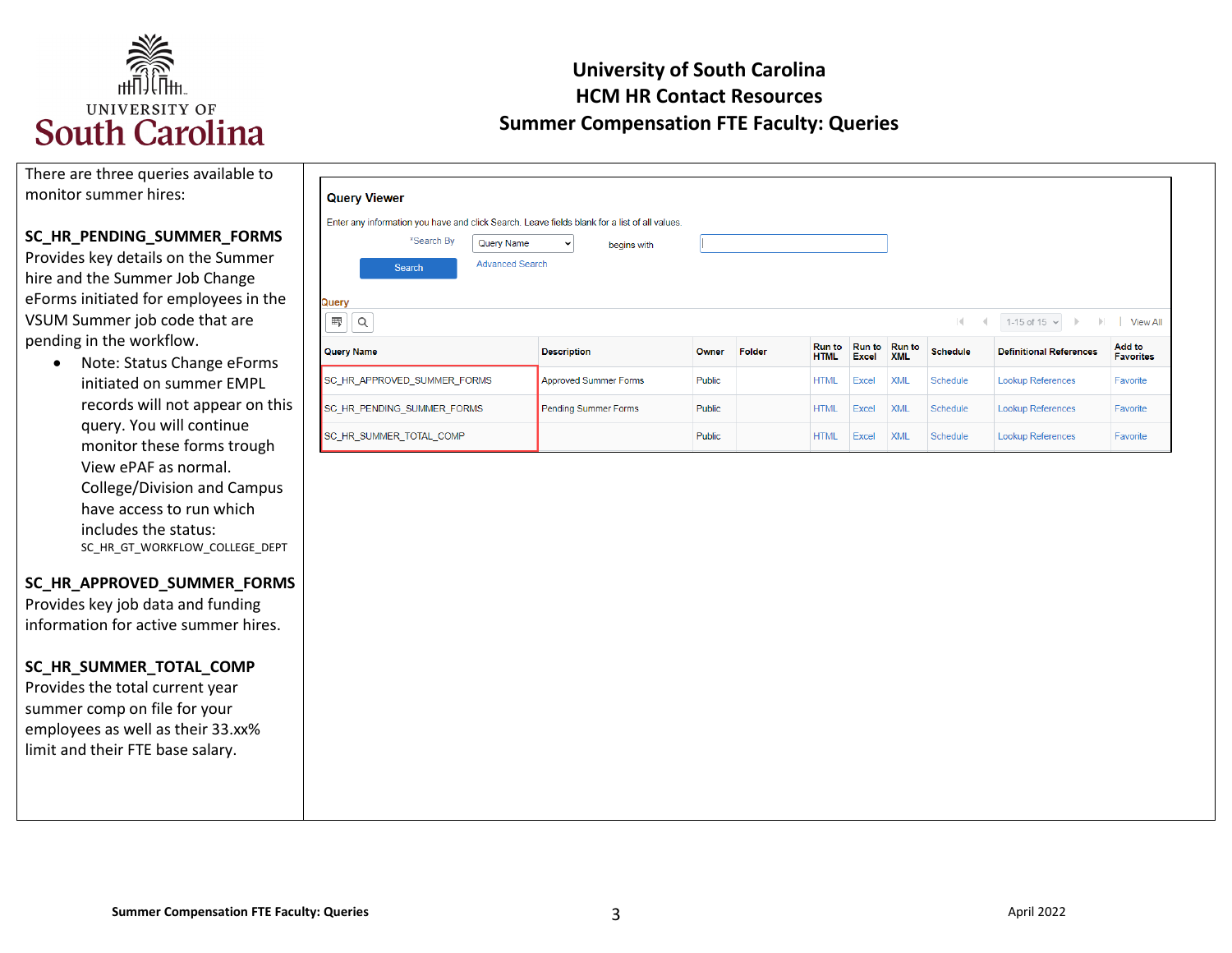# University of South Carolina
## HCM HR Contact Resources
## Summer Compensation FTE Faculty: Queries

There are three queries available to monitor summer hires:

**SC_HR_PENDING_SUMMER_FORMS**
Provides key details on the Summer hire and the Summer Job Change eForms initiated for employees in the VSUM Summer job code that are pending in the workflow.

- Note: Status Change eForms initiated on summer EMPL records will not appear on this query. You will continue monitor these forms trough View ePAF as normal. College/Division and Campus have access to run which includes the status: SC_HR_GT_WORKFLOW_COLLEGE_DEPT

**SC_HR_APPROVED_SUMMER_FORMS**
Provides key job data and funding information for active summer hires.

**SC_HR_SUMMER_TOTAL_COMP**
Provides the total current year summer comp on file for your employees as well as their 33.xx% limit and their FTE base salary.

**Query Viewer**

Enter any information you have and click Search. Leave fields blank for a list of all values.

*Search By: Query Name — begins with

Search | Advanced Search

Query (1-15 of 15 | View All)

| Query Name | Description | Owner | Folder | Run to HTML | Run to Excel | Run to XML | Schedule | Definitional References | Add to Favorites |
|---|---|---|---|---|---|---|---|---|---|
| SC_HR_APPROVED_SUMMER_FORMS | Approved Summer Forms | Public | | HTML | Excel | XML | Schedule | Lookup References | Favorite |
| SC_HR_PENDING_SUMMER_FORMS | Pending Summer Forms | Public | | HTML | Excel | XML | Schedule | Lookup References | Favorite |
| SC_HR_SUMMER_TOTAL_COMP | | Public | | HTML | Excel | XML | Schedule | Lookup References | Favorite |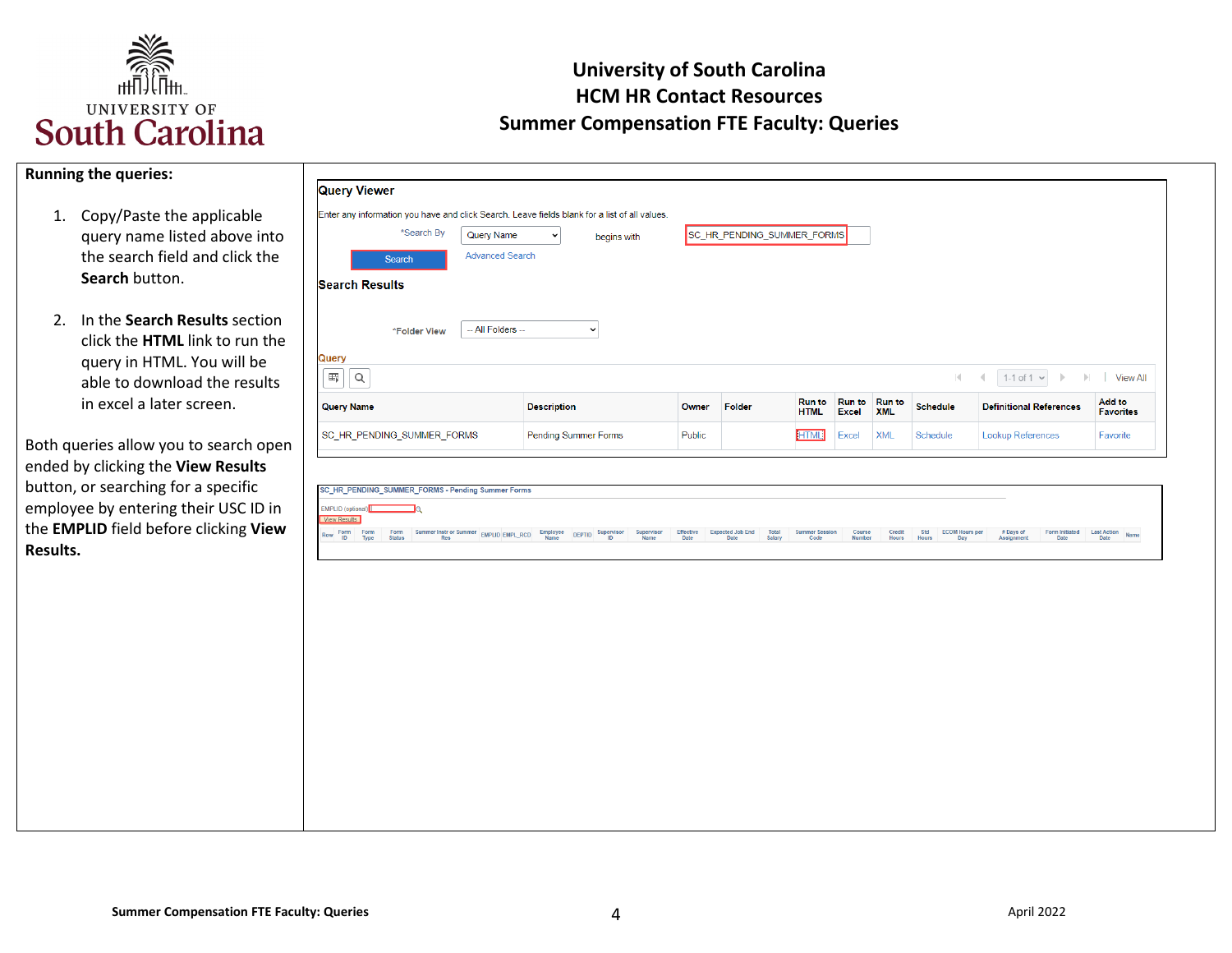**Running the queries:**

1. Copy/Paste the applicable query name listed above into the search field and click the **Search** button.

2. In the **Search Results** section click the **HTML** link to run the query in HTML. You will be able to download the results in excel a later screen.

Both queries allow you to search open ended by clicking the **View Results** button, or searching for a specific employee by entering their USC ID in the **EMPLID** field before clicking **View Results.**

**Query Viewer**

Enter any information you have and click Search. Leave fields blank for a list of all values.

*Search By: Query Name — begins with: SC_HR_PENDING_SUMMER_FORMS

Search | Advanced Search

**Search Results**

*Folder View: -- All Folders --

Query

| Query Name | Description | Owner | Folder | Run to HTML | Run to Excel | Run to XML | Schedule | Definitional References | Add to Favorites |
|---|---|---|---|---|---|---|---|---|---|
| SC_HR_PENDING_SUMMER_FORMS | Pending Summer Forms | Public | | HTML | Excel | XML | Schedule | Lookup References | Favorite |

SC_HR_PENDING_SUMMER_FORMS - Pending Summer Forms

EMPLID (optional)

View Results

| Row | Form ID | Form Type | Form Status | Summer Instr or Summer Res | EMPLID | EMPL_RCD | Employee Name | DEPTID | Supervisor ID | Supervisor Name | Effective Date | Expected Job End Date | Total Salary | Summer Session Code | Course Number | Credit Hours | Std Hours | ECOM Hours per Day | # Days of Assignment | Form Initiated Date | Last Action Date | Name |
|---|---|---|---|---|---|---|---|---|---|---|---|---|---|---|---|---|---|---|---|---|---|---|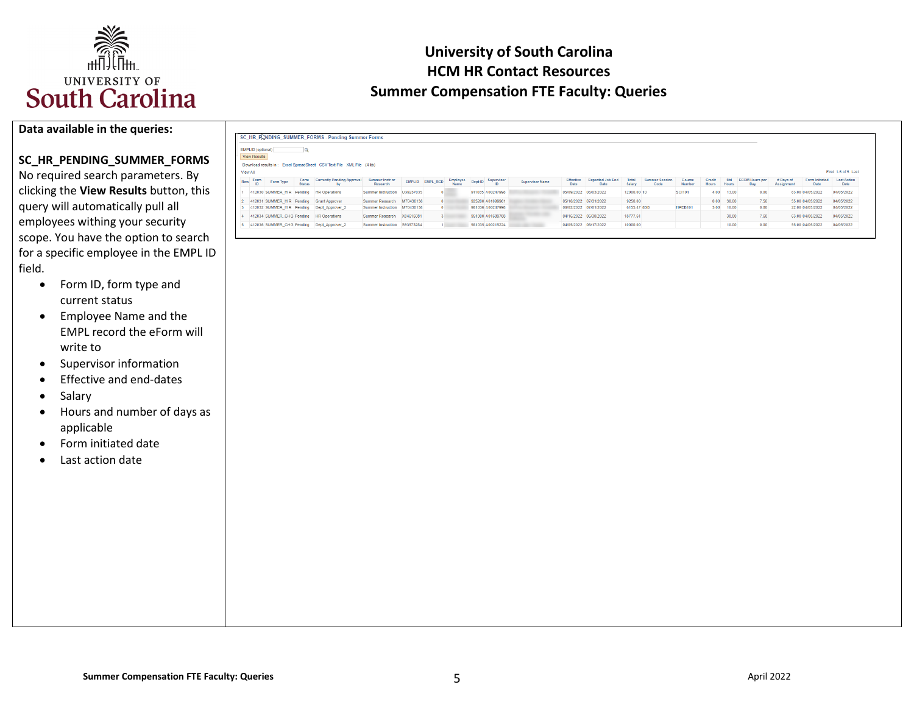# University of South Carolina
## HCM HR Contact Resources
## Summer Compensation FTE Faculty: Queries

**Data available in the queries:**

**SC_HR_PENDING_SUMMER_FORMS**

No required search parameters. By clicking the **View Results** button, this query will automatically pull all employees withing your security scope. You have the option to search for a specific employee in the EMPL ID field.

- Form ID, form type and current status
- Employee Name and the EMPL record the eForm will write to
- Supervisor information
- Effective and end-dates
- Salary
- Hours and number of days as applicable
- Form initiated date
- Last action date

SC_HR_PENDING_SUMMER_FORMS - Pending Summer Forms

EMPLID (optional)

View Results

Download results in : Excel SpreadSheet CSV Text File XML File (4 kb)

View All

First 1-5 of 5 Last

| Row | Form ID | Form Type | Form Status | Currently Pending Approval by | Summer Instr or Research | EMPLID | EMPL_RCD | Employee Name | Dept ID | Supervisor ID | Supervisor Name | Effective Date | Expected Job End Date | Total Salary | Summer Session Code | Course Number | Credit Hours | Std Hours | ECDM Hours per Day | # Days of Assignment | Form Initiated Date | Last Action Date |
|---|---|---|---|---|---|---|---|---|---|---|---|---|---|---|---|---|---|---|---|---|---|---|
| 1 | 412030 | SUMMER_HIR | Pending | HR Operations | Summer Instruction | U38237035 | 0 | | 911035 | A00247998 | | 05/09/2022 | 06/03/2022 | 12000.00 | 10 | SCI101 | 4.00 | 13.00 | 0.00 | 63.00 | 04/05/2022 | 04/05/2022 |
| 2 | 412031 | SUMMER_HIR | Pending | Grant Approver | Summer Research | M70430138 | 0 | | 925200 | A01088961 | | 05/10/2022 | 07/31/2022 | 9250.00 | | | 0.00 | 38.00 | 7.50 | 55.00 | 04/05/2022 | 04/05/2022 |
| 3 | 412032 | SUMMER_HIR | Pending | Dept_Approver_2 | Summer Instruction | M70430138 | 0 | | 961036 | A00247998 | | 06/02/2022 | 07/01/2022 | 6155.47 | 65B | HPEB101 | 3.00 | 10.00 | 0.00 | 22.00 | 04/05/2022 | 04/05/2022 |
| 4 | 412034 | SUMMER_CHG | Pending | HR Operations | Summer Research | X04615081 | 3 | | 951000 | A01689788 | | 04/16/2022 | 06/30/2022 | 10777.61 | | | | 38.00 | 7.50 | 63.00 | 04/05/2022 | 04/05/2022 |
| 5 | 412036 | SUMMER_CHG | Pending | Dept_Approver_2 | Summer Instruction | S93573284 | 1 | | 981035 | A00215224 | | 04/05/2022 | 06/17/2022 | 10000.00 | | | | 10.00 | 0.00 | 55.00 | 04/05/2022 | 04/05/2022 |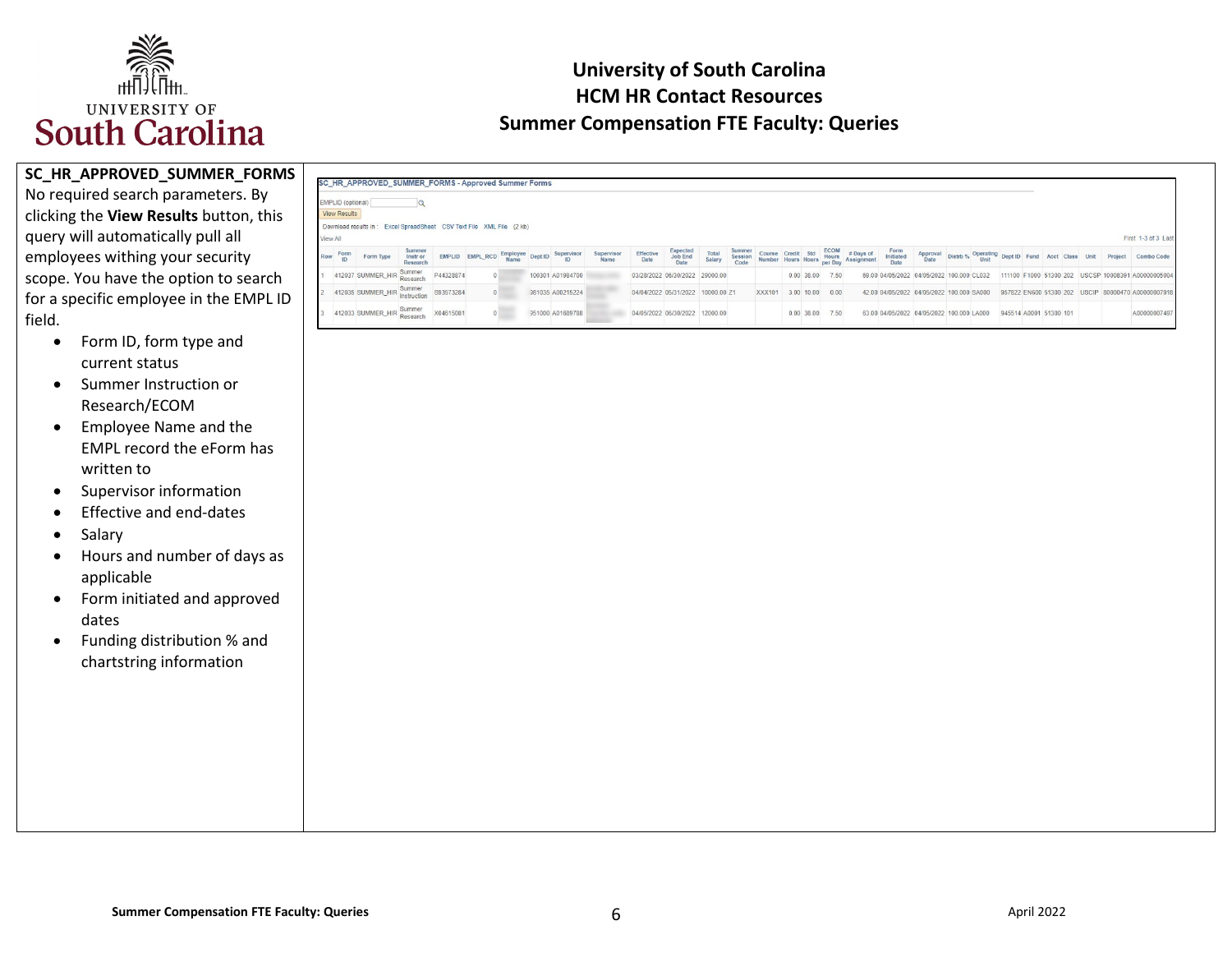# University of South Carolina
## HCM HR Contact Resources
## Summer Compensation FTE Faculty: Queries

**SC_HR_APPROVED_SUMMER_FORMS**

No required search parameters. By clicking the **View Results** button, this query will automatically pull all employees withing your security scope. You have the option to search for a specific employee in the EMPL ID field.

- Form ID, form type and current status
- Summer Instruction or Research/ECOM
- Employee Name and the EMPL record the eForm has written to
- Supervisor information
- Effective and end-dates
- Salary
- Hours and number of days as applicable
- Form initiated and approved dates
- Funding distribution % and chartstring information

SC_HR_APPROVED_SUMMER_FORMS - Approved Summer Forms

EMPLID (optional)

View Results

Download results in : Excel SpreadSheet CSV Text File XML File (2 kb)

View All — First 1-3 of 3 Last

| Row | Form ID | Form Type | Summer Instr or Research | EMPLID | EMPL_RCD | Employee Name | Dept ID | Supervisor ID | Supervisor Name | Effective Date | Expected Job End Date | Total Salary | Summer Session Code | Course Number | Credit Hours | Std Hours | ECOM Hours per Day | # Days of Assignment | Form Initiated Date | Approval Date | Distrb % | Operating Unit | Dept ID | Fund | Acct | Class | Unit | Project | Combo Code |
|---|---|---|---|---|---|---|---|---|---|---|---|---|---|---|---|---|---|---|---|---|---|---|---|---|---|---|---|---|---|
| 1 | 412037 | SUMMER_HIR | Summer Research | P44328874 | 0 | | 100301 | A01984700 | | 03/28/2022 | 06/30/2022 | 29000.00 | | | 0.00 | 38.00 | 7.50 | 69.00 | 04/05/2022 | 04/05/2022 | 100.000 | CL032 | 111100 | F1000 | 51300 | 202 | USCSP | 10008391 | A00000005004 |
| 2 | 412035 | SUMMER_HIR | Summer Instruction | S83573284 | 0 | | 381035 | A00215224 | | 04/04/2022 | 05/31/2022 | 10000.00 | Z1 | XXX101 | 3.00 | 10.00 | 0.00 | 42.00 | 04/05/2022 | 04/05/2022 | 100.000 | SA000 | 957822 | EN600 | 51300 | 202 | USCIP | 80000470 | A00000007918 |
| 3 | 412033 | SUMMER_HIR | Summer Research | X04615081 | 0 | | 351000 | A01689788 | | 04/05/2022 | 06/30/2022 | 12000.00 | | | 0.00 | 38.00 | 7.50 | 63.00 | 04/05/2022 | 04/05/2022 | 100.000 | LA000 | 945514 | A0001 | 51300 | 101 | | | A00000007497 |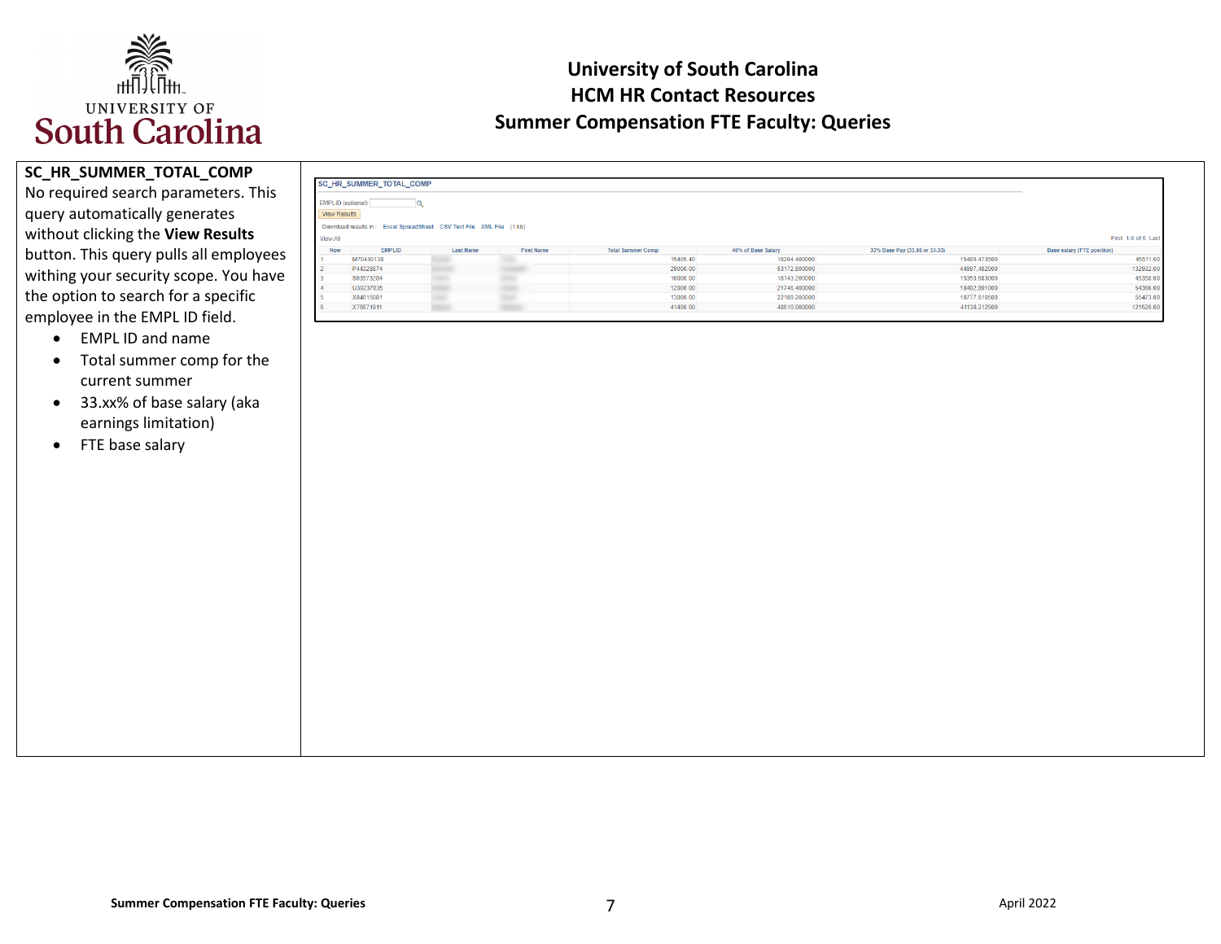# University of South Carolina
## HCM HR Contact Resources
## Summer Compensation FTE Faculty: Queries

**SC_HR_SUMMER_TOTAL_COMP**

No required search parameters. This query automatically generates without clicking the **View Results** button. This query pulls all employees withing your security scope. You have the option to search for a specific employee in the EMPL ID field.

- EMPL ID and name
- Total summer comp for the current summer
- 33.xx% of base salary (aka earnings limitation)
- FTE base salary

SC_HR_SUMMER_TOTAL_COMP

EMPLID (optional)

View Results

Download results in : Excel SpreadSheet CSV Text File XML File (1 kb)

View All

First 1-6 of 6 Last

| Row | EMPLID | Last Name | First Name | Total Summer Comp | 40% of Base Salary | 33% Base Pay (33.00 or 33.33) | Base salary (FTE position) |
|---|---|---|---|---|---|---|---|
| 1 | M70430138 | | | 15405.40 | 18204.400000 | 15405.473500 | 45511.00 |
| 2 | P44328874 | | | 26000.00 | 53172.800000 | 44997.482000 | 132932.00 |
| 3 | S93573284 | | | 10000.00 | 18143.200000 | 15353.683000 | 45358.00 |
| 4 | U39237035 | | | 12000.00 | 21746.400000 | 18402.881000 | 54366.00 |
| 5 | X04815081 | | | 13000.00 | 22189.200000 | 18777.610500 | 55473.00 |
| 6 | X78671911 | | | 41400.00 | 48610.000000 | 41136.212500 | 121525.00 |